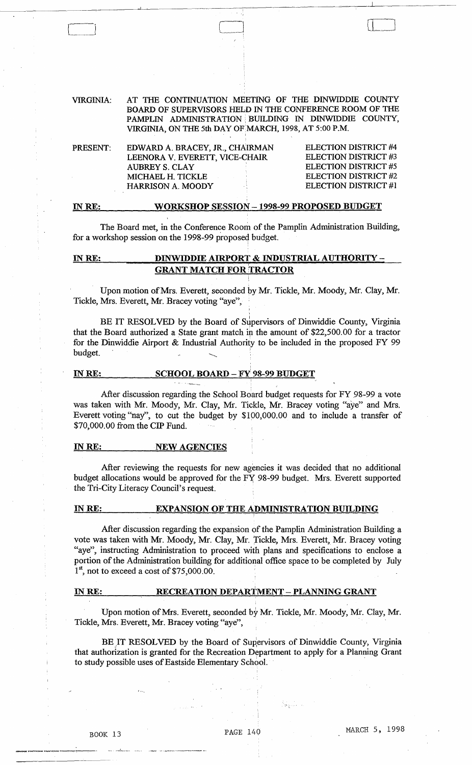VIRGINIA: AT THE CONTINUATION MEETING OF THE DINWIDDIE COUNTY BOARD OF SUPERVISORS HELD IN THE CONFERENCE ROOM OF THE PAMPLIN ADMINISTRATION BUILDING IN DINWIDDIE COUNTY, VIRGINIA, ON THE 5th DAY OF MARCH, 1998, AT 5:00 P.M.

| PRESENT: | | |
|---|---|---|
| | EDWARD A. BRACEY, JR., CHAIRMAN | ELECTION DISTRICT #4 |
| | LEENORA V. EVERETT, VICE-CHAIR | ELECTION DISTRICT #3 |
| | AUBREY S. CLAY | ELECTION DISTRICT #5 |
| | MICHAEL H. TICKLE | ELECTION DISTRICT #2 |
| | HARRISON A. MOODY | ELECTION DISTRICT #1 |

**IN RE: WORKSHOP SESSION – 1998-99 PROPOSED BUDGET**

The Board met, in the Conference Room of the Pamplin Administration Building, for a workshop session on the 1998-99 proposed budget.

**IN RE: DINWIDDIE AIRPORT & INDUSTRIAL AUTHORITY – GRANT MATCH FOR TRACTOR**

Upon motion of Mrs. Everett, seconded by Mr. Tickle, Mr. Moody, Mr. Clay, Mr. Tickle, Mrs. Everett, Mr. Bracey voting "aye",

BE IT RESOLVED by the Board of Supervisors of Dinwiddie County, Virginia that the Board authorized a State grant match in the amount of $22,500.00 for a tractor for the Dinwiddie Airport & Industrial Authority to be included in the proposed FY 99 budget.

**IN RE: SCHOOL BOARD – FY 98-99 BUDGET**

After discussion regarding the School Board budget requests for FY 98-99 a vote was taken with Mr. Moody, Mr. Clay, Mr. Tickle, Mr. Bracey voting "aye" and Mrs. Everett voting "nay", to cut the budget by $100,000.00 and to include a transfer of $70,000.00 from the CIP Fund.

**IN RE: NEW AGENCIES**

After reviewing the requests for new agencies it was decided that no additional budget allocations would be approved for the FY 98-99 budget. Mrs. Everett supported the Tri-City Literacy Council's request.

**IN RE: EXPANSION OF THE ADMINISTRATION BUILDING**

After discussion regarding the expansion of the Pamplin Administration Building a vote was taken with Mr. Moody, Mr. Clay, Mr. Tickle, Mrs. Everett, Mr. Bracey voting "aye", instructing Administration to proceed with plans and specifications to enclose a portion of the Administration building for additional office space to be completed by July 1st, not to exceed a cost of $75,000.00.

**IN RE: RECREATION DEPARTMENT – PLANNING GRANT**

Upon motion of Mrs. Everett, seconded by Mr. Tickle, Mr. Moody, Mr. Clay, Mr. Tickle, Mrs. Everett, Mr. Bracey voting "aye",

BE IT RESOLVED by the Board of Supervisors of Dinwiddie County, Virginia that authorization is granted for the Recreation Department to apply for a Planning Grant to study possible uses of Eastside Elementary School.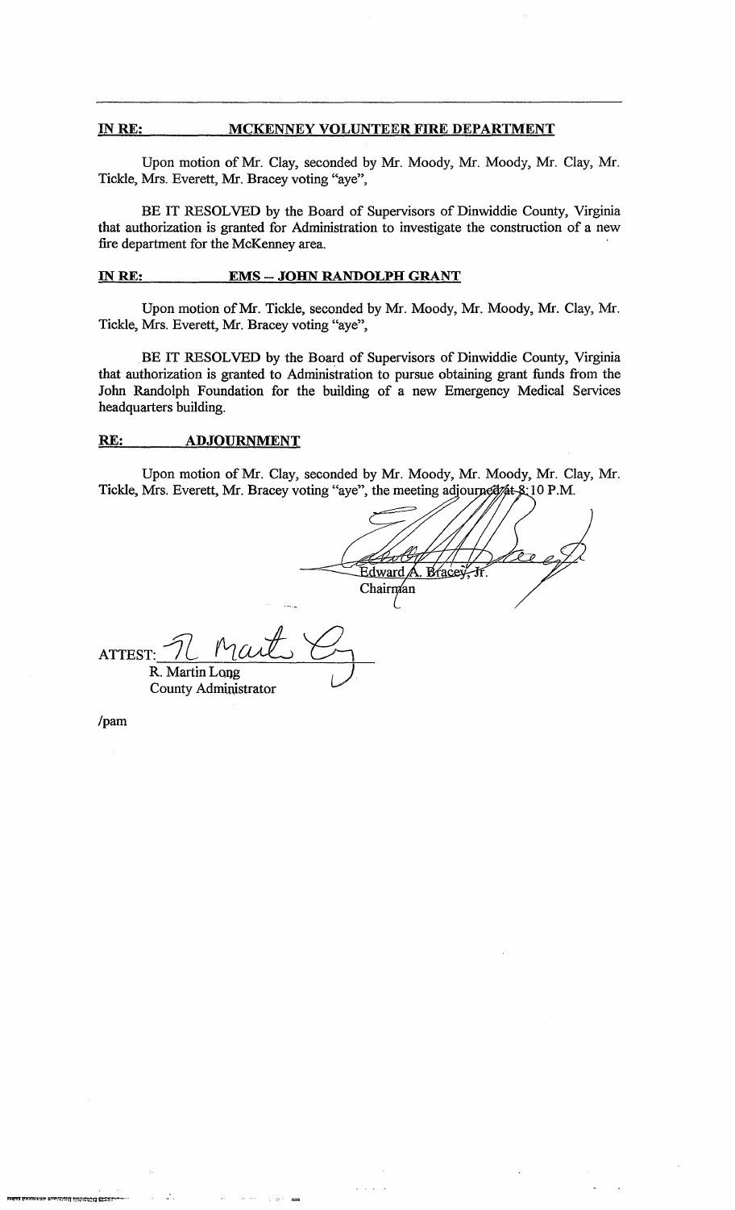**IN RE: MCKENNEY VOLUNTEER FIRE DEPARTMENT**

Upon motion of Mr. Clay, seconded by Mr. Moody, Mr. Moody, Mr. Clay, Mr. Tickle, Mrs. Everett, Mr. Bracey voting "aye",

BE IT RESOLVED by the Board of Supervisors of Dinwiddie County, Virginia that authorization is granted for Administration to investigate the construction of a new fire department for the McKenney area.

**IN RE: EMS – JOHN RANDOLPH GRANT**

Upon motion of Mr. Tickle, seconded by Mr. Moody, Mr. Moody, Mr. Clay, Mr. Tickle, Mrs. Everett, Mr. Bracey voting "aye",

BE IT RESOLVED by the Board of Supervisors of Dinwiddie County, Virginia that authorization is granted to Administration to pursue obtaining grant funds from the John Randolph Foundation for the building of a new Emergency Medical Services headquarters building.

**RE: ADJOURNMENT**

Upon motion of Mr. Clay, seconded by Mr. Moody, Mr. Moody, Mr. Clay, Mr. Tickle, Mrs. Everett, Mr. Bracey voting "aye", the meeting adjourned at 8:10 P.M.

Edward A. Bracey, Jr.
Chairman

ATTEST: R. Martin Long
R. Martin Long
County Administrator

/pam